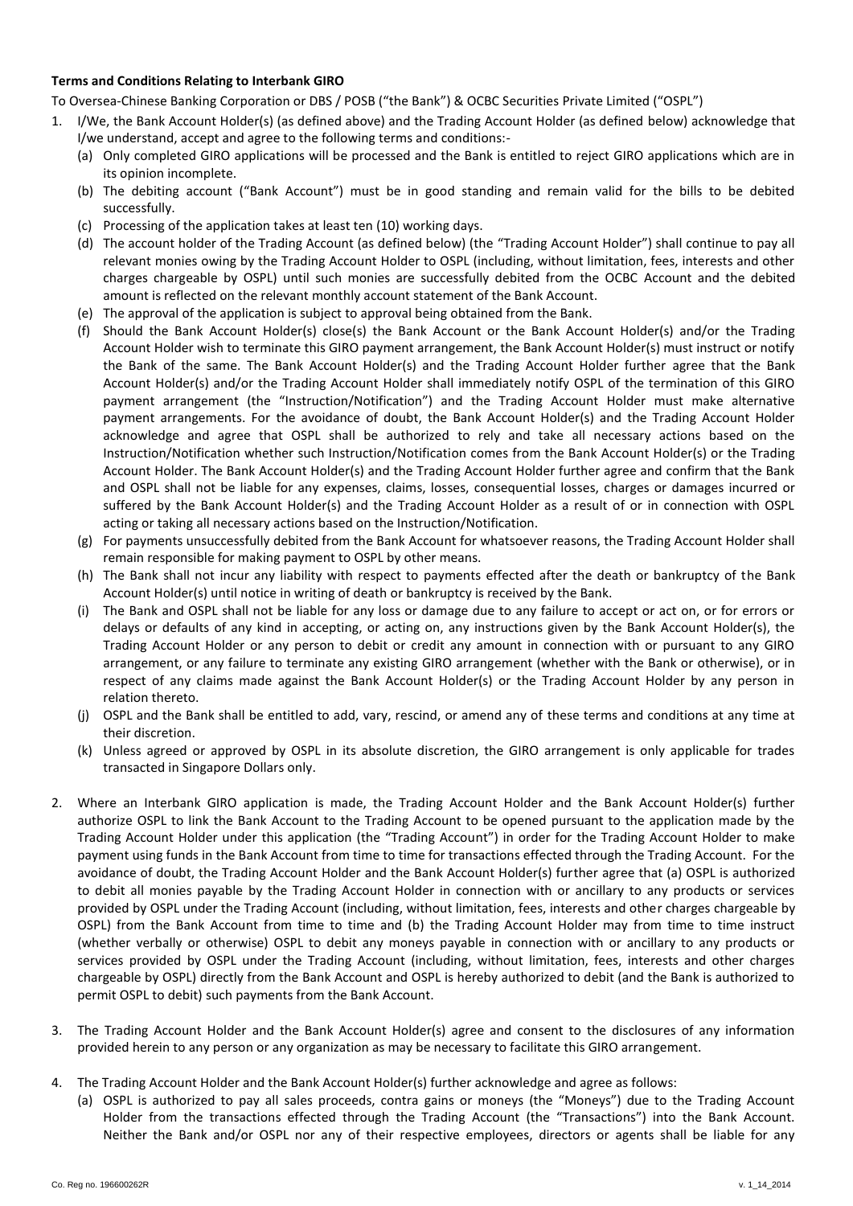**Terms and Conditions Relating to Interbank GIRO**

To Oversea-Chinese Banking Corporation or DBS / POSB ("the Bank") & OCBC Securities Private Limited ("OSPL")

1. I/We, the Bank Account Holder(s) (as defined above) and the Trading Account Holder (as defined below) acknowledge that I/we understand, accept and agree to the following terms and conditions:-
   (a) Only completed GIRO applications will be processed and the Bank is entitled to reject GIRO applications which are in its opinion incomplete.
   (b) The debiting account ("Bank Account") must be in good standing and remain valid for the bills to be debited successfully.
   (c) Processing of the application takes at least ten (10) working days.
   (d) The account holder of the Trading Account (as defined below) (the "Trading Account Holder") shall continue to pay all relevant monies owing by the Trading Account Holder to OSPL (including, without limitation, fees, interests and other charges chargeable by OSPL) until such monies are successfully debited from the OCBC Account and the debited amount is reflected on the relevant monthly account statement of the Bank Account.
   (e) The approval of the application is subject to approval being obtained from the Bank.
   (f) Should the Bank Account Holder(s) close(s) the Bank Account or the Bank Account Holder(s) and/or the Trading Account Holder wish to terminate this GIRO payment arrangement, the Bank Account Holder(s) must instruct or notify the Bank of the same. The Bank Account Holder(s) and the Trading Account Holder further agree that the Bank Account Holder(s) and/or the Trading Account Holder shall immediately notify OSPL of the termination of this GIRO payment arrangement (the "Instruction/Notification") and the Trading Account Holder must make alternative payment arrangements. For the avoidance of doubt, the Bank Account Holder(s) and the Trading Account Holder acknowledge and agree that OSPL shall be authorized to rely and take all necessary actions based on the Instruction/Notification whether such Instruction/Notification comes from the Bank Account Holder(s) or the Trading Account Holder. The Bank Account Holder(s) and the Trading Account Holder further agree and confirm that the Bank and OSPL shall not be liable for any expenses, claims, losses, consequential losses, charges or damages incurred or suffered by the Bank Account Holder(s) and the Trading Account Holder as a result of or in connection with OSPL acting or taking all necessary actions based on the Instruction/Notification.
   (g) For payments unsuccessfully debited from the Bank Account for whatsoever reasons, the Trading Account Holder shall remain responsible for making payment to OSPL by other means.
   (h) The Bank shall not incur any liability with respect to payments effected after the death or bankruptcy of the Bank Account Holder(s) until notice in writing of death or bankruptcy is received by the Bank.
   (i) The Bank and OSPL shall not be liable for any loss or damage due to any failure to accept or act on, or for errors or delays or defaults of any kind in accepting, or acting on, any instructions given by the Bank Account Holder(s), the Trading Account Holder or any person to debit or credit any amount in connection with or pursuant to any GIRO arrangement, or any failure to terminate any existing GIRO arrangement (whether with the Bank or otherwise), or in respect of any claims made against the Bank Account Holder(s) or the Trading Account Holder by any person in relation thereto.
   (j) OSPL and the Bank shall be entitled to add, vary, rescind, or amend any of these terms and conditions at any time at their discretion.
   (k) Unless agreed or approved by OSPL in its absolute discretion, the GIRO arrangement is only applicable for trades transacted in Singapore Dollars only.

2. Where an Interbank GIRO application is made, the Trading Account Holder and the Bank Account Holder(s) further authorize OSPL to link the Bank Account to the Trading Account to be opened pursuant to the application made by the Trading Account Holder under this application (the "Trading Account") in order for the Trading Account Holder to make payment using funds in the Bank Account from time to time for transactions effected through the Trading Account. For the avoidance of doubt, the Trading Account Holder and the Bank Account Holder(s) further agree that (a) OSPL is authorized to debit all monies payable by the Trading Account Holder in connection with or ancillary to any products or services provided by OSPL under the Trading Account (including, without limitation, fees, interests and other charges chargeable by OSPL) from the Bank Account from time to time and (b) the Trading Account Holder may from time to time instruct (whether verbally or otherwise) OSPL to debit any moneys payable in connection with or ancillary to any products or services provided by OSPL under the Trading Account (including, without limitation, fees, interests and other charges chargeable by OSPL) directly from the Bank Account and OSPL is hereby authorized to debit (and the Bank is authorized to permit OSPL to debit) such payments from the Bank Account.

3. The Trading Account Holder and the Bank Account Holder(s) agree and consent to the disclosures of any information provided herein to any person or any organization as may be necessary to facilitate this GIRO arrangement.

4. The Trading Account Holder and the Bank Account Holder(s) further acknowledge and agree as follows:
   (a) OSPL is authorized to pay all sales proceeds, contra gains or moneys (the "Moneys") due to the Trading Account Holder from the transactions effected through the Trading Account (the "Transactions") into the Bank Account. Neither the Bank and/or OSPL nor any of their respective employees, directors or agents shall be liable for any

Co. Reg no. 196600262R v. 1_14_2014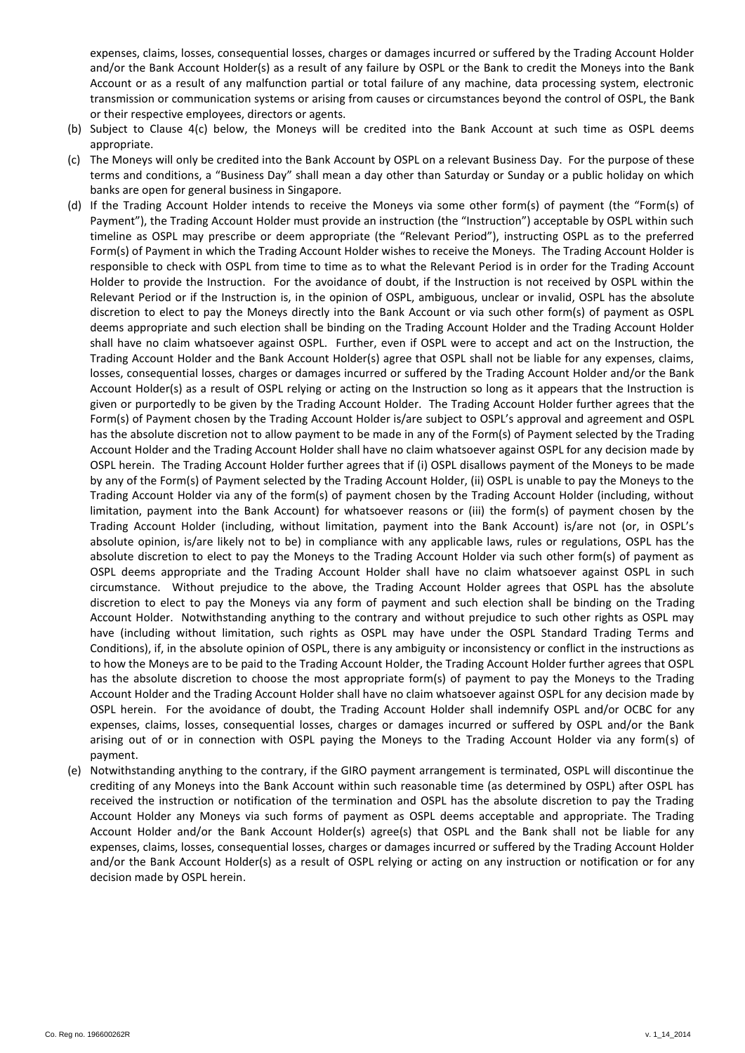expenses, claims, losses, consequential losses, charges or damages incurred or suffered by the Trading Account Holder and/or the Bank Account Holder(s) as a result of any failure by OSPL or the Bank to credit the Moneys into the Bank Account or as a result of any malfunction partial or total failure of any machine, data processing system, electronic transmission or communication systems or arising from causes or circumstances beyond the control of OSPL, the Bank or their respective employees, directors or agents.

(b) Subject to Clause 4(c) below, the Moneys will be credited into the Bank Account at such time as OSPL deems appropriate.

(c) The Moneys will only be credited into the Bank Account by OSPL on a relevant Business Day. For the purpose of these terms and conditions, a "Business Day" shall mean a day other than Saturday or Sunday or a public holiday on which banks are open for general business in Singapore.

(d) If the Trading Account Holder intends to receive the Moneys via some other form(s) of payment (the "Form(s) of Payment"), the Trading Account Holder must provide an instruction (the "Instruction") acceptable by OSPL within such timeline as OSPL may prescribe or deem appropriate (the "Relevant Period"), instructing OSPL as to the preferred Form(s) of Payment in which the Trading Account Holder wishes to receive the Moneys. The Trading Account Holder is responsible to check with OSPL from time to time as to what the Relevant Period is in order for the Trading Account Holder to provide the Instruction. For the avoidance of doubt, if the Instruction is not received by OSPL within the Relevant Period or if the Instruction is, in the opinion of OSPL, ambiguous, unclear or invalid, OSPL has the absolute discretion to elect to pay the Moneys directly into the Bank Account or via such other form(s) of payment as OSPL deems appropriate and such election shall be binding on the Trading Account Holder and the Trading Account Holder shall have no claim whatsoever against OSPL. Further, even if OSPL were to accept and act on the Instruction, the Trading Account Holder and the Bank Account Holder(s) agree that OSPL shall not be liable for any expenses, claims, losses, consequential losses, charges or damages incurred or suffered by the Trading Account Holder and/or the Bank Account Holder(s) as a result of OSPL relying or acting on the Instruction so long as it appears that the Instruction is given or purportedly to be given by the Trading Account Holder. The Trading Account Holder further agrees that the Form(s) of Payment chosen by the Trading Account Holder is/are subject to OSPL's approval and agreement and OSPL has the absolute discretion not to allow payment to be made in any of the Form(s) of Payment selected by the Trading Account Holder and the Trading Account Holder shall have no claim whatsoever against OSPL for any decision made by OSPL herein. The Trading Account Holder further agrees that if (i) OSPL disallows payment of the Moneys to be made by any of the Form(s) of Payment selected by the Trading Account Holder, (ii) OSPL is unable to pay the Moneys to the Trading Account Holder via any of the form(s) of payment chosen by the Trading Account Holder (including, without limitation, payment into the Bank Account) for whatsoever reasons or (iii) the form(s) of payment chosen by the Trading Account Holder (including, without limitation, payment into the Bank Account) is/are not (or, in OSPL's absolute opinion, is/are likely not to be) in compliance with any applicable laws, rules or regulations, OSPL has the absolute discretion to elect to pay the Moneys to the Trading Account Holder via such other form(s) of payment as OSPL deems appropriate and the Trading Account Holder shall have no claim whatsoever against OSPL in such circumstance. Without prejudice to the above, the Trading Account Holder agrees that OSPL has the absolute discretion to elect to pay the Moneys via any form of payment and such election shall be binding on the Trading Account Holder. Notwithstanding anything to the contrary and without prejudice to such other rights as OSPL may have (including without limitation, such rights as OSPL may have under the OSPL Standard Trading Terms and Conditions), if, in the absolute opinion of OSPL, there is any ambiguity or inconsistency or conflict in the instructions as to how the Moneys are to be paid to the Trading Account Holder, the Trading Account Holder further agrees that OSPL has the absolute discretion to choose the most appropriate form(s) of payment to pay the Moneys to the Trading Account Holder and the Trading Account Holder shall have no claim whatsoever against OSPL for any decision made by OSPL herein. For the avoidance of doubt, the Trading Account Holder shall indemnify OSPL and/or OCBC for any expenses, claims, losses, consequential losses, charges or damages incurred or suffered by OSPL and/or the Bank arising out of or in connection with OSPL paying the Moneys to the Trading Account Holder via any form(s) of payment.

(e) Notwithstanding anything to the contrary, if the GIRO payment arrangement is terminated, OSPL will discontinue the crediting of any Moneys into the Bank Account within such reasonable time (as determined by OSPL) after OSPL has received the instruction or notification of the termination and OSPL has the absolute discretion to pay the Trading Account Holder any Moneys via such forms of payment as OSPL deems acceptable and appropriate. The Trading Account Holder and/or the Bank Account Holder(s) agree(s) that OSPL and the Bank shall not be liable for any expenses, claims, losses, consequential losses, charges or damages incurred or suffered by the Trading Account Holder and/or the Bank Account Holder(s) as a result of OSPL relying or acting on any instruction or notification or for any decision made by OSPL herein.

Co. Reg no. 196600262R

v. 1_14_2014